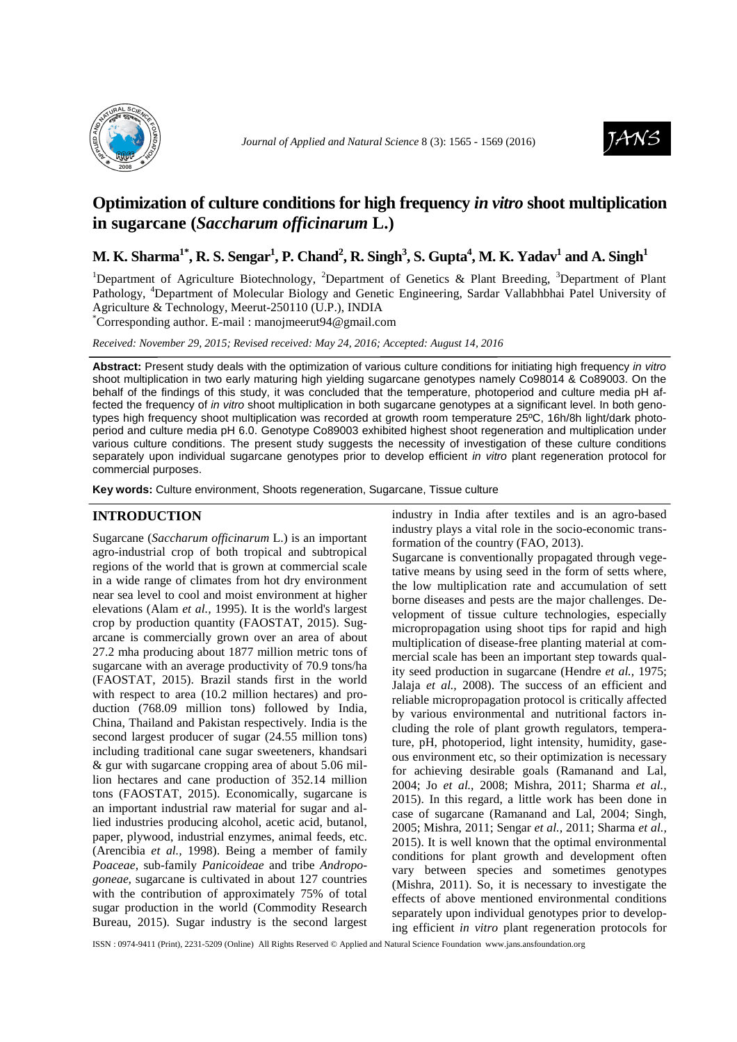# Optimization of culture conditions for high frequency *in vitro* shoot multiplication in sugarcane (*Saccharum officinarum* L.)

**M. K. Sharma[1*], R. S. Sengar[1], P. Chand[2], R. Singh[3], S. Gupta[4], M. K. Yadav[1] and A. Singh[1]**

[1]Department of Agriculture Biotechnology, [2]Department of Genetics & Plant Breeding, [3]Department of Plant Pathology, [4]Department of Molecular Biology and Genetic Engineering, Sardar Vallabhbhai Patel University of Agriculture & Technology, Meerut-250110 (U.P.), INDIA

[*]Corresponding author. E-mail : manojmeerut94@gmail.com

*Received: November 29, 2015; Revised received: May 24, 2016; Accepted: August 14, 2016*

**Abstract:** Present study deals with the optimization of various culture conditions for initiating high frequency *in vitro* shoot multiplication in two early maturing high yielding sugarcane genotypes namely Co98014 & Co89003. On the behalf of the findings of this study, it was concluded that the temperature, photoperiod and culture media pH affected the frequency of *in vitro* shoot multiplication in both sugarcane genotypes at a significant level. In both genotypes high frequency shoot multiplication was recorded at growth room temperature 25ºC, 16h/8h light/dark photoperiod and culture media pH 6.0. Genotype Co89003 exhibited highest shoot regeneration and multiplication under various culture conditions. The present study suggests the necessity of investigation of these culture conditions separately upon individual sugarcane genotypes prior to develop efficient *in vitro* plant regeneration protocol for commercial purposes.

**Key words:** Culture environment, Shoots regeneration, Sugarcane, Tissue culture

## INTRODUCTION

Sugarcane (*Saccharum officinarum* L.) is an important agro-industrial crop of both tropical and subtropical regions of the world that is grown at commercial scale in a wide range of climates from hot dry environment near sea level to cool and moist environment at higher elevations (Alam *et al.,* 1995). It is the world's largest crop by production quantity (FAOSTAT, 2015). Sugarcane is commercially grown over an area of about 27.2 mha producing about 1877 million metric tons of sugarcane with an average productivity of 70.9 tons/ha (FAOSTAT, 2015). Brazil stands first in the world with respect to area (10.2 million hectares) and production (768.09 million tons) followed by India, China, Thailand and Pakistan respectively. India is the second largest producer of sugar (24.55 million tons) including traditional cane sugar sweeteners, khandsari & gur with sugarcane cropping area of about 5.06 million hectares and cane production of 352.14 million tons (FAOSTAT, 2015). Economically, sugarcane is an important industrial raw material for sugar and allied industries producing alcohol, acetic acid, butanol, paper, plywood, industrial enzymes, animal feeds, etc. (Arencibia *et al.,* 1998). Being a member of family *Poaceae*, sub-family *Panicoideae* and tribe *Andropogoneae*, sugarcane is cultivated in about 127 countries with the contribution of approximately 75% of total sugar production in the world (Commodity Research Bureau, 2015). Sugar industry is the second largest industry in India after textiles and is an agro-based industry plays a vital role in the socio-economic transformation of the country (FAO, 2013).

Sugarcane is conventionally propagated through vegetative means by using seed in the form of setts where, the low multiplication rate and accumulation of sett borne diseases and pests are the major challenges. Development of tissue culture technologies, especially micropropagation using shoot tips for rapid and high multiplication of disease-free planting material at commercial scale has been an important step towards quality seed production in sugarcane (Hendre *et al.,* 1975; Jalaja *et al.,* 2008). The success of an efficient and reliable micropropagation protocol is critically affected by various environmental and nutritional factors including the role of plant growth regulators, temperature, pH, photoperiod, light intensity, humidity, gaseous environment etc, so their optimization is necessary for achieving desirable goals (Ramanand and Lal, 2004; Jo *et al.,* 2008; Mishra, 2011; Sharma *et al.,* 2015). In this regard, a little work has been done in case of sugarcane (Ramanand and Lal, 2004; Singh, 2005; Mishra, 2011; Sengar *et al.,* 2011; Sharma *et al.,* 2015). It is well known that the optimal environmental conditions for plant growth and development often vary between species and sometimes genotypes (Mishra, 2011). So, it is necessary to investigate the effects of above mentioned environmental conditions separately upon individual genotypes prior to developing efficient *in vitro* plant regeneration protocols for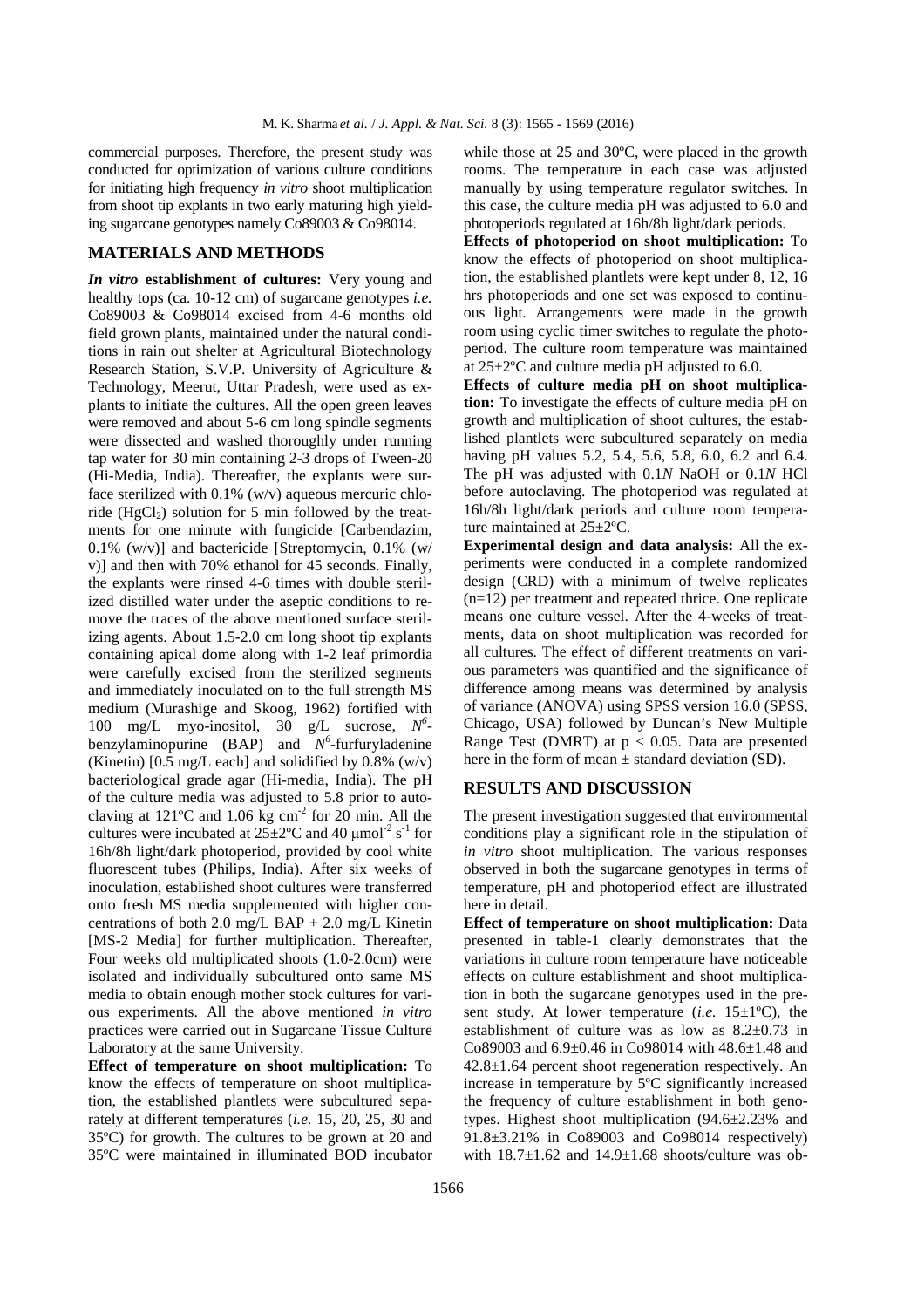commercial purposes. Therefore, the present study was conducted for optimization of various culture conditions for initiating high frequency *in vitro* shoot multiplication from shoot tip explants in two early maturing high yielding sugarcane genotypes namely Co89003 & Co98014.

## MATERIALS AND METHODS

***In vitro* establishment of cultures:** Very young and healthy tops (ca. 10-12 cm) of sugarcane genotypes *i.e.* Co89003 & Co98014 excised from 4-6 months old field grown plants, maintained under the natural conditions in rain out shelter at Agricultural Biotechnology Research Station, S.V.P. University of Agriculture & Technology, Meerut, Uttar Pradesh, were used as explants to initiate the cultures. All the open green leaves were removed and about 5-6 cm long spindle segments were dissected and washed thoroughly under running tap water for 30 min containing 2-3 drops of Tween-20 (Hi-Media, India). Thereafter, the explants were surface sterilized with 0.1% (w/v) aqueous mercuric chloride ($HgCl_2$) solution for 5 min followed by the treatments for one minute with fungicide [Carbendazim, 0.1% (w/v)] and bactericide [Streptomycin, 0.1% (w/v)] and then with 70% ethanol for 45 seconds. Finally, the explants were rinsed 4-6 times with double sterilized distilled water under the aseptic conditions to remove the traces of the above mentioned surface sterilizing agents. About 1.5-2.0 cm long shoot tip explants containing apical dome along with 1-2 leaf primordia were carefully excised from the sterilized segments and immediately inoculated on to the full strength MS medium (Murashige and Skoog, 1962) fortified with 100 mg/L myo-inositol, 30 g/L sucrose, $N^6$-benzylaminopurine (BAP) and $N^6$-furfuryladenine (Kinetin) [0.5 mg/L each] and solidified by 0.8% (w/v) bacteriological grade agar (Hi-media, India). The pH of the culture media was adjusted to 5.8 prior to autoclaving at 121ºC and 1.06 kg $cm^{-2}$ for 20 min. All the cultures were incubated at 25±2ºC and 40 µmol$^{-2}$ $s^{-1}$ for 16h/8h light/dark photoperiod, provided by cool white fluorescent tubes (Philips, India). After six weeks of inoculation, established shoot cultures were transferred onto fresh MS media supplemented with higher concentrations of both 2.0 mg/L BAP + 2.0 mg/L Kinetin [MS-2 Media] for further multiplication. Thereafter, Four weeks old multiplicated shoots (1.0-2.0cm) were isolated and individually subcultured onto same MS media to obtain enough mother stock cultures for various experiments. All the above mentioned *in vitro* practices were carried out in Sugarcane Tissue Culture Laboratory at the same University.

**Effect of temperature on shoot multiplication:** To know the effects of temperature on shoot multiplication, the established plantlets were subcultured separately at different temperatures (*i.e.* 15, 20, 25, 30 and 35ºC) for growth. The cultures to be grown at 20 and 35ºC were maintained in illuminated BOD incubator while those at 25 and 30ºC, were placed in the growth rooms. The temperature in each case was adjusted manually by using temperature regulator switches. In this case, the culture media pH was adjusted to 6.0 and photoperiods regulated at 16h/8h light/dark periods.

**Effects of photoperiod on shoot multiplication:** To know the effects of photoperiod on shoot multiplication, the established plantlets were kept under 8, 12, 16 hrs photoperiods and one set was exposed to continuous light. Arrangements were made in the growth room using cyclic timer switches to regulate the photoperiod. The culture room temperature was maintained at 25±2ºC and culture media pH adjusted to 6.0.

**Effects of culture media pH on shoot multiplication:** To investigate the effects of culture media pH on growth and multiplication of shoot cultures, the established plantlets were subcultured separately on media having pH values 5.2, 5.4, 5.6, 5.8, 6.0, 6.2 and 6.4. The pH was adjusted with 0.1*N* NaOH or 0.1*N* HCl before autoclaving. The photoperiod was regulated at 16h/8h light/dark periods and culture room temperature maintained at 25±2ºC.

**Experimental design and data analysis:** All the experiments were conducted in a complete randomized design (CRD) with a minimum of twelve replicates (n=12) per treatment and repeated thrice. One replicate means one culture vessel. After the 4-weeks of treatments, data on shoot multiplication was recorded for all cultures. The effect of different treatments on various parameters was quantified and the significance of difference among means was determined by analysis of variance (ANOVA) using SPSS version 16.0 (SPSS, Chicago, USA) followed by Duncan's New Multiple Range Test (DMRT) at $p < 0.05$. Data are presented here in the form of mean ± standard deviation (SD).

## RESULTS AND DISCUSSION

The present investigation suggested that environmental conditions play a significant role in the stipulation of *in vitro* shoot multiplication. The various responses observed in both the sugarcane genotypes in terms of temperature, pH and photoperiod effect are illustrated here in detail.

**Effect of temperature on shoot multiplication:** Data presented in table-1 clearly demonstrates that the variations in culture room temperature have noticeable effects on culture establishment and shoot multiplication in both the sugarcane genotypes used in the present study. At lower temperature (*i.e.* 15±1ºC), the establishment of culture was as low as 8.2±0.73 in Co89003 and 6.9±0.46 in Co98014 with 48.6±1.48 and 42.8±1.64 percent shoot regeneration respectively. An increase in temperature by 5ºC significantly increased the frequency of culture establishment in both genotypes. Highest shoot multiplication (94.6±2.23% and 91.8±3.21% in Co89003 and Co98014 respectively) with 18.7±1.62 and 14.9±1.68 shoots/culture was ob-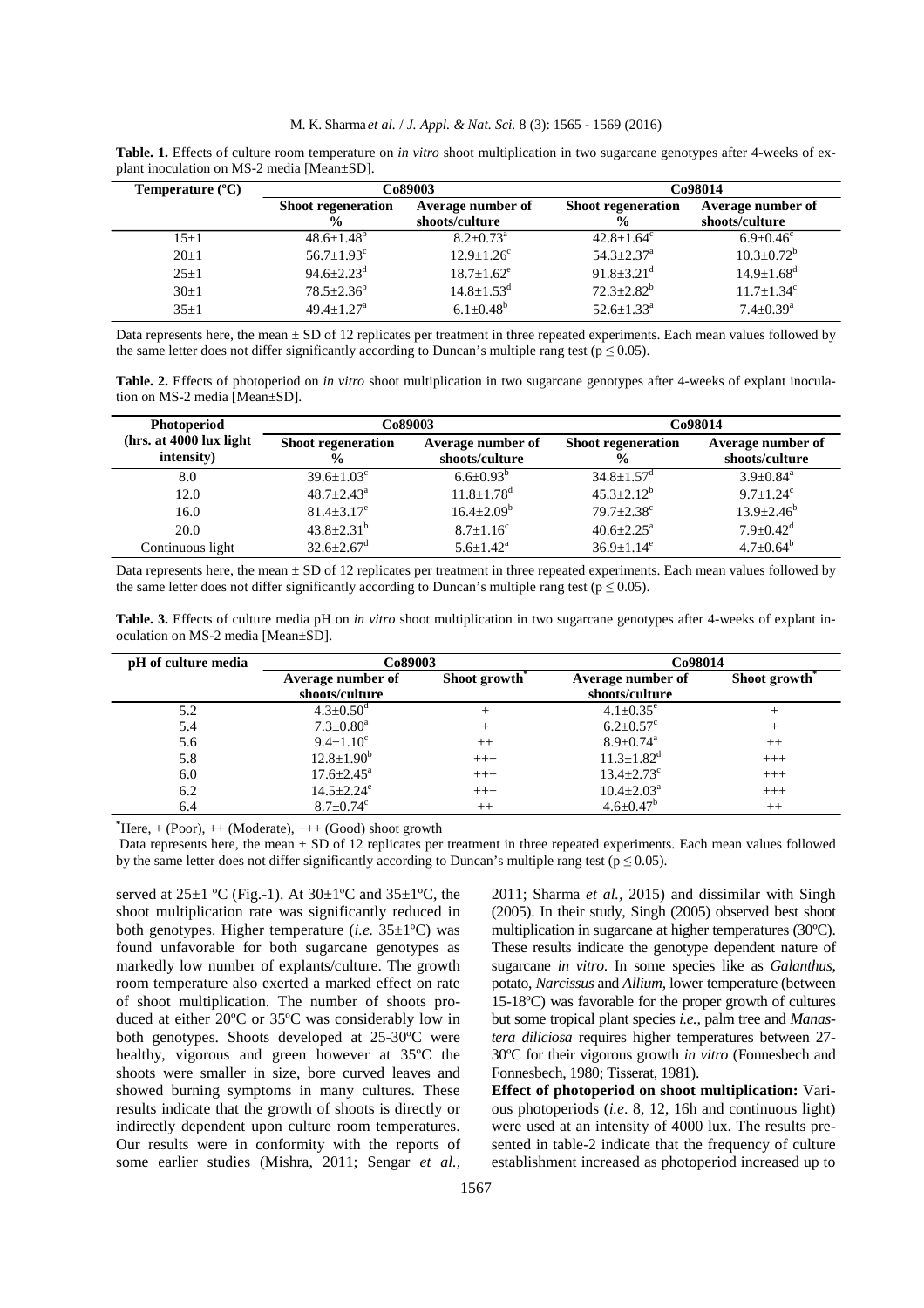**Table. 1.** Effects of culture room temperature on *in vitro* shoot multiplication in two sugarcane genotypes after 4-weeks of explant inoculation on MS-2 media [Mean±SD].

| Temperature (ºC) | Co89003 | | Co98014 | |
|---|---|---|---|---|
| | Shoot regeneration % | Average number of shoots/culture | Shoot regeneration % | Average number of shoots/culture |
| 15±1 | 48.6±1.48[b] | 8.2±0.73[a] | 42.8±1.64[c] | 6.9±0.46[c] |
| 20±1 | 56.7±1.93[c] | 12.9±1.26[c] | 54.3±2.37[a] | 10.3±0.72[b] |
| 25±1 | 94.6±2.23[d] | 18.7±1.62[e] | 91.8±3.21[d] | 14.9±1.68[d] |
| 30±1 | 78.5±2.36[b] | 14.8±1.53[d] | 72.3±2.82[b] | 11.7±1.34[c] |
| 35±1 | 49.4±1.27[a] | 6.1±0.48[b] | 52.6±1.33[a] | 7.4±0.39[a] |

Data represents here, the mean ± SD of 12 replicates per treatment in three repeated experiments. Each mean values followed by the same letter does not differ significantly according to Duncan's multiple rang test ($p \leq 0.05$).

**Table. 2.** Effects of photoperiod on *in vitro* shoot multiplication in two sugarcane genotypes after 4-weeks of explant inoculation on MS-2 media [Mean±SD].

| Photoperiod (hrs. at 4000 lux light intensity) | Co89003 | | Co98014 | |
|---|---|---|---|---|
| | Shoot regeneration % | Average number of shoots/culture | Shoot regeneration % | Average number of shoots/culture |
| 8.0 | 39.6±1.03[c] | 6.6±0.93[b] | 34.8±1.57[d] | 3.9±0.84[a] |
| 12.0 | 48.7±2.43[a] | 11.8±1.78[d] | 45.3±2.12[b] | 9.7±1.24[c] |
| 16.0 | 81.4±3.17[e] | 16.4±2.09[b] | 79.7±2.38[c] | 13.9±2.46[b] |
| 20.0 | 43.8±2.31[b] | 8.7±1.16[c] | 40.6±2.25[a] | 7.9±0.42[d] |
| Continuous light | 32.6±2.67[d] | 5.6±1.42[a] | 36.9±1.14[e] | 4.7±0.64[b] |

Data represents here, the mean ± SD of 12 replicates per treatment in three repeated experiments. Each mean values followed by the same letter does not differ significantly according to Duncan's multiple rang test ($p \leq 0.05$).

**Table. 3.** Effects of culture media pH on *in vitro* shoot multiplication in two sugarcane genotypes after 4-weeks of explant inoculation on MS-2 media [Mean±SD].

| pH of culture media | Co89003 | | Co98014 | |
|---|---|---|---|---|
| | Average number of shoots/culture | Shoot growth* | Average number of shoots/culture | Shoot growth* |
| 5.2 | 4.3±0.50[d] | + | 4.1±0.35[e] | + |
| 5.4 | 7.3±0.80[a] | + | 6.2±0.57[c] | + |
| 5.6 | 9.4±1.10[c] | ++ | 8.9±0.74[a] | ++ |
| 5.8 | 12.8±1.90[b] | +++ | 11.3±1.82[d] | +++ |
| 6.0 | 17.6±2.45[a] | +++ | 13.4±2.73[c] | +++ |
| 6.2 | 14.5±2.24[e] | +++ | 10.4±2.03[a] | +++ |
| 6.4 | 8.7±0.74[c] | ++ | 4.6±0.47[b] | ++ |

*Here, + (Poor), ++ (Moderate), +++ (Good) shoot growth

Data represents here, the mean ± SD of 12 replicates per treatment in three repeated experiments. Each mean values followed by the same letter does not differ significantly according to Duncan's multiple rang test ($p \leq 0.05$).

served at 25±1 ºC (Fig.-1). At 30±1ºC and 35±1ºC, the shoot multiplication rate was significantly reduced in both genotypes. Higher temperature (*i.e.* 35±1ºC) was found unfavorable for both sugarcane genotypes as markedly low number of explants/culture. The growth room temperature also exerted a marked effect on rate of shoot multiplication. The number of shoots produced at either 20ºC or 35ºC was considerably low in both genotypes. Shoots developed at 25-30ºC were healthy, vigorous and green however at 35ºC the shoots were smaller in size, bore curved leaves and showed burning symptoms in many cultures. These results indicate that the growth of shoots is directly or indirectly dependent upon culture room temperatures. Our results were in conformity with the reports of some earlier studies (Mishra, 2011; Sengar *et al.,* 2011; Sharma *et al.,* 2015) and dissimilar with Singh (2005). In their study, Singh (2005) observed best shoot multiplication in sugarcane at higher temperatures (30ºC). These results indicate the genotype dependent nature of sugarcane *in vitro*. In some species like as *Galanthus*, potato, *Narcissus* and *Allium*, lower temperature (between 15-18ºC) was favorable for the proper growth of cultures but some tropical plant species *i.e.,* palm tree and *Manastera diliciosa* requires higher temperatures between 27-30ºC for their vigorous growth *in vitro* (Fonnesbech and Fonnesbech, 1980; Tisserat, 1981).

**Effect of photoperiod on shoot multiplication:** Various photoperiods (*i.e*. 8, 12, 16h and continuous light) were used at an intensity of 4000 lux. The results presented in table-2 indicate that the frequency of culture establishment increased as photoperiod increased up to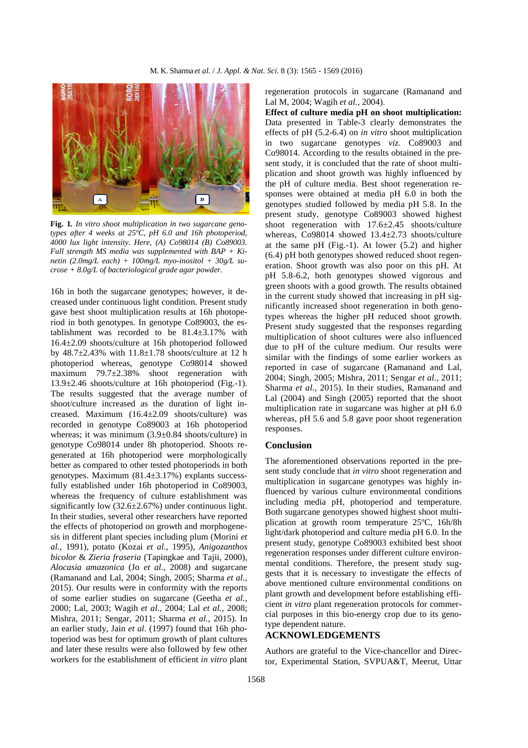**Fig. 1.** *In vitro shoot multiplication in two sugarcane genotypes after 4 weeks at 25ºC, pH 6.0 and 16h photoperiod, 4000 lux light intensity. Here, (A) Co98014 (B) Co89003. Full strength MS media was supplemented with BAP + Kinetin (2.0mg/L each) + 100mg/L myo-inositol + 30g/L sucrose + 8.0g/L of bacteriological grade agar powder.*

16h in both the sugarcane genotypes; however, it decreased under continuous light condition. Present study gave best shoot multiplication results at 16h photoperiod in both genotypes. In genotype Co89003, the establishment was recorded to be 81.4±3.17% with 16.4±2.09 shoots/culture at 16h photoperiod followed by 48.7±2.43% with 11.8±1.78 shoots/culture at 12 h photoperiod whereas, genotype Co98014 showed maximum 79.7±2.38% shoot regeneration with 13.9±2.46 shoots/culture at 16h photoperiod (Fig.-1). The results suggested that the average number of shoot/culture increased as the duration of light increased. Maximum (16.4±2.09 shoots/culture) was recorded in genotype Co89003 at 16h photoperiod whereas; it was minimum (3.9±0.84 shoots/culture) in genotype Co98014 under 8h photoperiod. Shoots regenerated at 16h photoperiod were morphologically better as compared to other tested photoperiods in both genotypes. Maximum (81.4±3.17%) explants successfully established under 16h photoperiod in Co89003, whereas the frequency of culture establishment was significantly low (32.6±2.67%) under continuous light. In their studies, several other researchers have reported the effects of photoperiod on growth and morphogenesis in different plant species including plum (Morini *et al.,* 1991), potato (Kozai *et al.,* 1995), *Anigozanthos bicolor* & *Zieria fraseria* (Tapingkae and Tajii, 2000), *Alocasia amazonica* (Jo *et al.,* 2008) and sugarcane (Ramanand and Lal, 2004; Singh, 2005; Sharma *et al.,* 2015). Our results were in conformity with the reports of some earlier studies on sugarcane (Geetha *et al.,* 2000; Lal, 2003; Wagih *et al.,* 2004; Lal *et al.,* 2008; Mishra, 2011; Sengar, 2011; Sharma *et al.,* 2015). In an earlier study, Jain *et al*. (1997) found that 16h photoperiod was best for optimum growth of plant cultures and later these results were also followed by few other workers for the establishment of efficient *in vitro* plant regeneration protocols in sugarcane (Ramanand and Lal M, 2004; Wagih *et al.,* 2004).

**Effect of culture media pH on shoot multiplication:** Data presented in Table-3 clearly demonstrates the effects of pH (5.2-6.4) on *in vitro* shoot multiplication in two sugarcane genotypes *viz.* Co89003 and Co98014. According to the results obtained in the present study, it is concluded that the rate of shoot multiplication and shoot growth was highly influenced by the pH of culture media. Best shoot regeneration responses were obtained at media pH 6.0 in both the genotypes studied followed by media pH 5.8. In the present study, genotype Co89003 showed highest shoot regeneration with 17.6±2.45 shoots/culture whereas, Co98014 showed 13.4±2.73 shoots/culture at the same pH (Fig.-1). At lower (5.2) and higher (6.4) pH both genotypes showed reduced shoot regeneration. Shoot growth was also poor on this pH. At pH 5.8-6.2, both genotypes showed vigorous and green shoots with a good growth. The results obtained in the current study showed that increasing in pH significantly increased shoot regeneration in both genotypes whereas the higher pH reduced shoot growth. Present study suggested that the responses regarding multiplication of shoot cultures were also influenced due to pH of the culture medium. Our results were similar with the findings of some earlier workers as reported in case of sugarcane (Ramanand and Lal, 2004; Singh, 2005; Mishra, 2011; Sengar *et al.,* 2011; Sharma *et al.,* 2015). In their studies, Ramanand and Lal (2004) and Singh (2005) reported that the shoot multiplication rate in sugarcane was higher at pH 6.0 whereas, pH 5.6 and 5.8 gave poor shoot regeneration responses.

## Conclusion

The aforementioned observations reported in the present study conclude that *in vitro* shoot regeneration and multiplication in sugarcane genotypes was highly influenced by various culture environmental conditions including media pH, photoperiod and temperature. Both sugarcane genotypes showed highest shoot multiplication at growth room temperature 25ºC, 16h/8h light/dark photoperiod and culture media pH 6.0. In the present study, genotype Co89003 exhibited best shoot regeneration responses under different culture environmental conditions. Therefore, the present study suggests that it is necessary to investigate the effects of above mentioned culture environmental conditions on plant growth and development before establishing efficient *in vitro* plant regeneration protocols for commercial purposes in this bio-energy crop due to its genotype dependent nature.

## ACKNOWLEDGEMENTS

Authors are grateful to the Vice-chancellor and Director, Experimental Station, SVPUA&T, Meerut, Uttar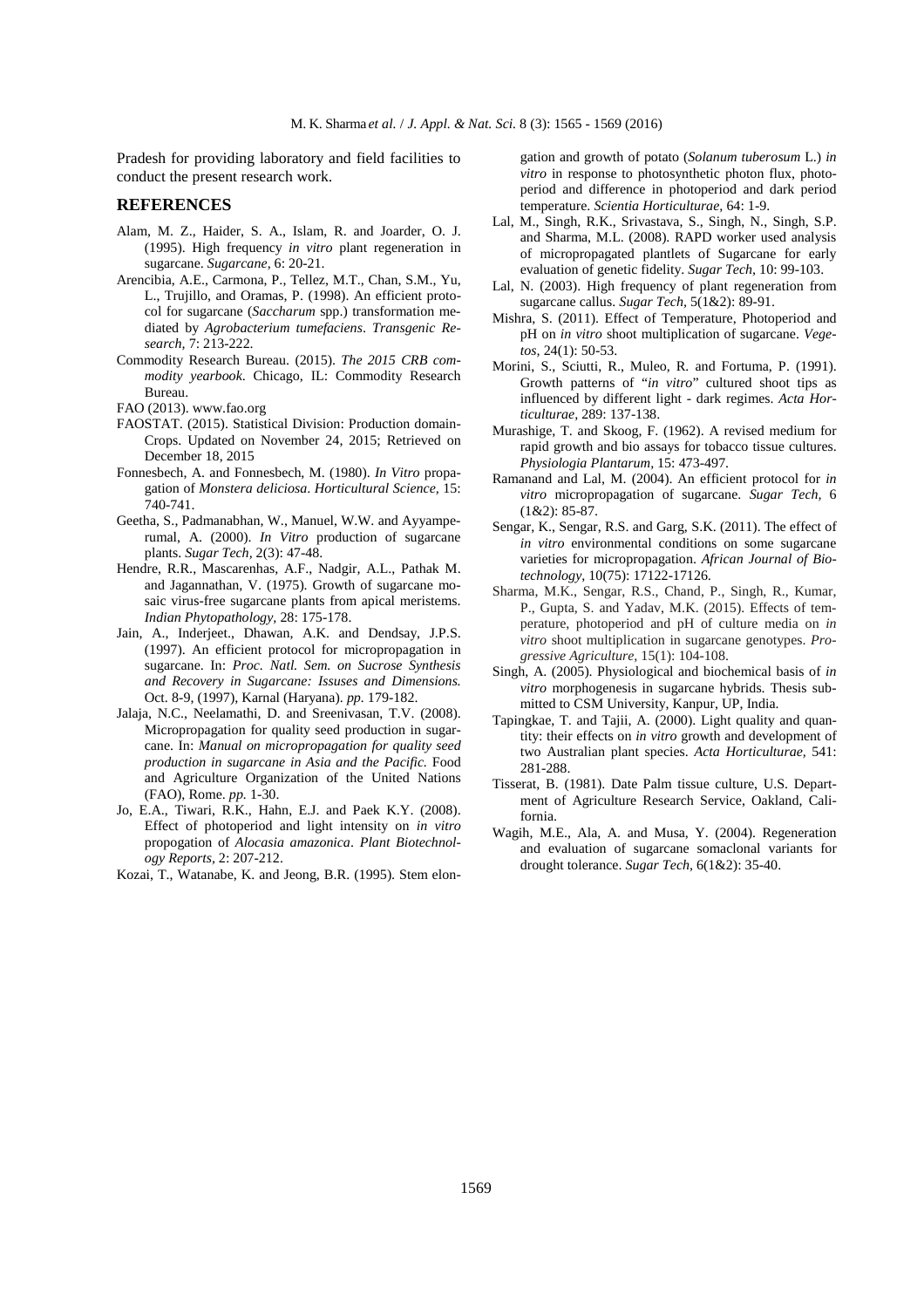Pradesh for providing laboratory and field facilities to conduct the present research work.

## REFERENCES

Alam, M. Z., Haider, S. A., Islam, R. and Joarder, O. J. (1995). High frequency *in vitro* plant regeneration in sugarcane. *Sugarcane*, 6: 20-21.

Arencibia, A.E., Carmona, P., Tellez, M.T., Chan, S.M., Yu, L., Trujillo, and Oramas, P. (1998). An efficient protocol for sugarcane (*Saccharum* spp.) transformation mediated by *Agrobacterium tumefaciens*. *Transgenic Research,* 7: 213-222.

Commodity Research Bureau. (2015). *The 2015 CRB commodity yearbook*. Chicago, IL: Commodity Research Bureau.

FAO (2013). www.fao.org

FAOSTAT. (2015). Statistical Division: Production domain-Crops. Updated on November 24, 2015; Retrieved on December 18, 2015

Fonnesbech, A. and Fonnesbech, M. (1980). *In Vitro* propagation of *Monstera deliciosa*. *Horticultural Science,* 15: 740-741.

Geetha, S., Padmanabhan, W., Manuel, W.W. and Ayyamperumal, A. (2000). *In Vitro* production of sugarcane plants. *Sugar Tech,* 2(3): 47-48.

Hendre, R.R., Mascarenhas, A.F., Nadgir, A.L., Pathak M. and Jagannathan, V. (1975). Growth of sugarcane mosaic virus-free sugarcane plants from apical meristems. *Indian Phytopathology,* 28: 175-178.

Jain, A., Inderjeet., Dhawan, A.K. and Dendsay, J.P.S. (1997). An efficient protocol for micropropagation in sugarcane. In: *Proc. Natl. Sem. on Sucrose Synthesis and Recovery in Sugarcane: Issuses and Dimensions.* Oct. 8-9, (1997), Karnal (Haryana). *pp*. 179-182.

Jalaja, N.C., Neelamathi, D. and Sreenivasan, T.V. (2008). Micropropagation for quality seed production in sugarcane. In: *Manual on micropropagation for quality seed production in sugarcane in Asia and the Pacific.* Food and Agriculture Organization of the United Nations (FAO), Rome. *pp.* 1-30.

Jo, E.A., Tiwari, R.K., Hahn, E.J. and Paek K.Y. (2008). Effect of photoperiod and light intensity on *in vitro* propogation of *Alocasia amazonica*. *Plant Biotechnology Reports,* 2: 207-212.

Kozai, T., Watanabe, K. and Jeong, B.R. (1995). Stem elongation and growth of potato (*Solanum tuberosum* L.) *in vitro* in response to photosynthetic photon flux, photoperiod and difference in photoperiod and dark period temperature. *Scientia Horticulturae,* 64: 1-9.

Lal, M., Singh, R.K., Srivastava, S., Singh, N., Singh, S.P. and Sharma, M.L. (2008). RAPD worker used analysis of micropropagated plantlets of Sugarcane for early evaluation of genetic fidelity. *Sugar Tech*, 10: 99-103.

Lal, N. (2003). High frequency of plant regeneration from sugarcane callus. *Sugar Tech*, 5(1&2): 89-91.

Mishra, S. (2011). Effect of Temperature, Photoperiod and pH on *in vitro* shoot multiplication of sugarcane. *Vegetos,* 24(1): 50-53.

Morini, S., Sciutti, R., Muleo, R. and Fortuma, P. (1991). Growth patterns of "*in vitro*" cultured shoot tips as influenced by different light - dark regimes. *Acta Horticulturae,* 289: 137-138.

Murashige, T. and Skoog, F. (1962). A revised medium for rapid growth and bio assays for tobacco tissue cultures. *Physiologia Plantarum,* 15: 473-497.

Ramanand and Lal, M. (2004). An efficient protocol for *in vitro* micropropagation of sugarcane. *Sugar Tech,* 6 (1&2): 85-87.

Sengar, K., Sengar, R.S. and Garg, S.K. (2011). The effect of *in vitro* environmental conditions on some sugarcane varieties for micropropagation. *African Journal of Biotechnology,* 10(75): 17122-17126.

Sharma, M.K., Sengar, R.S., Chand, P., Singh, R., Kumar, P., Gupta, S. and Yadav, M.K. (2015). Effects of temperature, photoperiod and pH of culture media on *in vitro* shoot multiplication in sugarcane genotypes. *Progressive Agriculture,* 15(1): 104-108.

Singh, A. (2005). Physiological and biochemical basis of *in vitro* morphogenesis in sugarcane hybrids. Thesis submitted to CSM University, Kanpur, UP, India.

Tapingkae, T. and Tajii, A. (2000). Light quality and quantity: their effects on *in vitro* growth and development of two Australian plant species. *Acta Horticulturae,* 541: 281-288.

Tisserat, B. (1981). Date Palm tissue culture, U.S. Department of Agriculture Research Service, Oakland, California.

Wagih, M.E., Ala, A. and Musa, Y. (2004). Regeneration and evaluation of sugarcane somaclonal variants for drought tolerance. *Sugar Tech,* 6(1&2): 35-40.